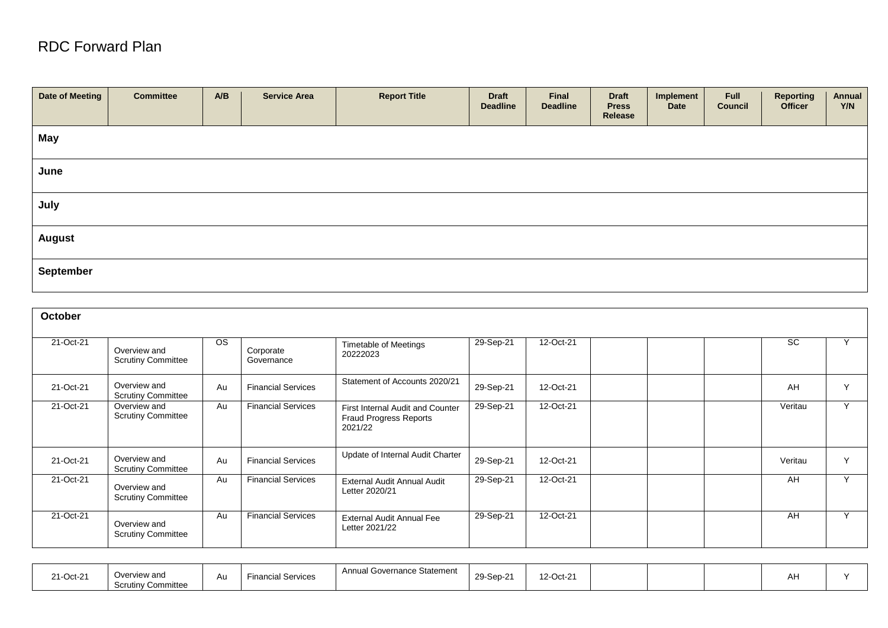# RDC Forward Plan

| Date of Meeting | Committee | A/B | Service Area | Report Title | Draft Deadline | Final Deadline | Draft Press Release | Implement Date | Full Council | Reporting Officer | Annual Y/N |
|---|---|---|---|---|---|---|---|---|---|---|---|
| **May** | | | | | | | | | | | |
| **June** | | | | | | | | | | | |
| **July** | | | | | | | | | | | |
| **August** | | | | | | | | | | | |
| **September** | | | | | | | | | | | |
| **October** | | | | | | | | | | | |
| 21-Oct-21 | Overview and Scrutiny Committee | OS | Corporate Governance | Timetable of Meetings 20222023 | 29-Sep-21 | 12-Oct-21 | | | | SC | Y |
| 21-Oct-21 | Overview and Scrutiny Committee | Au | Financial Services | Statement of Accounts 2020/21 | 29-Sep-21 | 12-Oct-21 | | | | AH | Y |
| 21-Oct-21 | Overview and Scrutiny Committee | Au | Financial Services | First Internal Audit and Counter Fraud Progress Reports 2021/22 | 29-Sep-21 | 12-Oct-21 | | | | Veritau | Y |
| 21-Oct-21 | Overview and Scrutiny Committee | Au | Financial Services | Update of Internal Audit Charter | 29-Sep-21 | 12-Oct-21 | | | | Veritau | Y |
| 21-Oct-21 | Overview and Scrutiny Committee | Au | Financial Services | External Audit Annual Audit Letter 2020/21 | 29-Sep-21 | 12-Oct-21 | | | | AH | Y |
| 21-Oct-21 | Overview and Scrutiny Committee | Au | Financial Services | External Audit Annual Fee Letter 2021/22 | 29-Sep-21 | 12-Oct-21 | | | | AH | Y |
| 21-Oct-21 | Overview and Scrutiny Committee | Au | Financial Services | Annual Governance Statement | 29-Sep-21 | 12-Oct-21 | | | | AH | Y |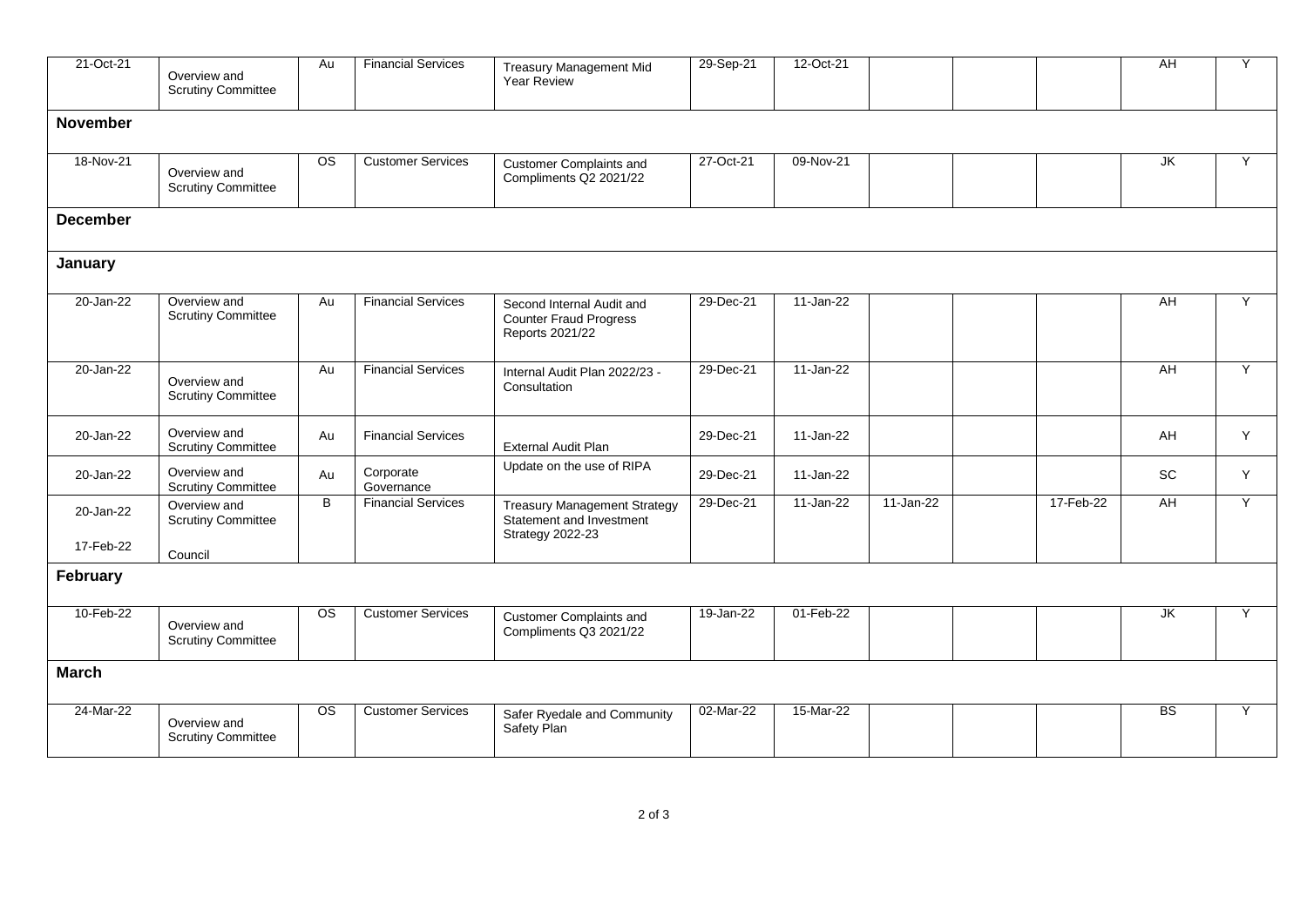| | | | | | | | | | | | |
|---|---|---|---|---|---|---|---|---|---|---|---|
| 21-Oct-21 | Overview and Scrutiny Committee | Au | Financial Services | Treasury Management Mid Year Review | 29-Sep-21 | 12-Oct-21 | | | | AH | Y |
| **November** | | | | | | | | | | | |
| 18-Nov-21 | Overview and Scrutiny Committee | OS | Customer Services | Customer Complaints and Compliments Q2 2021/22 | 27-Oct-21 | 09-Nov-21 | | | | JK | Y |
| **December** | | | | | | | | | | | |
| **January** | | | | | | | | | | | |
| 20-Jan-22 | Overview and Scrutiny Committee | Au | Financial Services | Second Internal Audit and Counter Fraud Progress Reports 2021/22 | 29-Dec-21 | 11-Jan-22 | | | | AH | Y |
| 20-Jan-22 | Overview and Scrutiny Committee | Au | Financial Services | Internal Audit Plan 2022/23 - Consultation | 29-Dec-21 | 11-Jan-22 | | | | AH | Y |
| 20-Jan-22 | Overview and Scrutiny Committee | Au | Financial Services | External Audit Plan | 29-Dec-21 | 11-Jan-22 | | | | AH | Y |
| 20-Jan-22 | Overview and Scrutiny Committee | Au | Corporate Governance | Update on the use of RIPA | 29-Dec-21 | 11-Jan-22 | | | | SC | Y |
| 20-Jan-22<br>17-Feb-22 | Overview and Scrutiny Committee<br>Council | B | Financial Services | Treasury Management Strategy Statement and Investment Strategy 2022-23 | 29-Dec-21 | 11-Jan-22 | 11-Jan-22 | | 17-Feb-22 | AH | Y |
| **February** | | | | | | | | | | | |
| 10-Feb-22 | Overview and Scrutiny Committee | OS | Customer Services | Customer Complaints and Compliments Q3 2021/22 | 19-Jan-22 | 01-Feb-22 | | | | JK | Y |
| **March** | | | | | | | | | | | |
| 24-Mar-22 | Overview and Scrutiny Committee | OS | Customer Services | Safer Ryedale and Community Safety Plan | 02-Mar-22 | 15-Mar-22 | | | | BS | Y |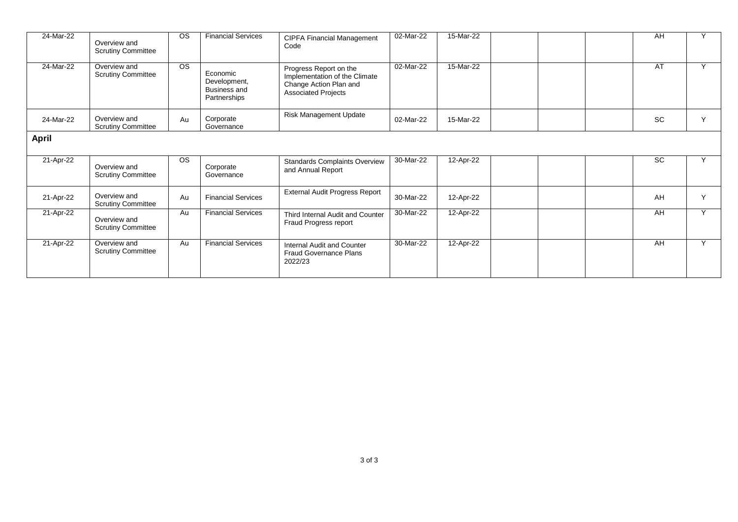| | | | | | | | | | | | |
|---|---|---|---|---|---|---|---|---|---|---|---|
| 24-Mar-22 | Overview and Scrutiny Committee | OS | Financial Services | CIPFA Financial Management Code | 02-Mar-22 | 15-Mar-22 | | | | AH | Y |
| 24-Mar-22 | Overview and Scrutiny Committee | OS | Economic Development, Business and Partnerships | Progress Report on the Implementation of the Climate Change Action Plan and Associated Projects | 02-Mar-22 | 15-Mar-22 | | | | AT | Y |
| 24-Mar-22 | Overview and Scrutiny Committee | Au | Corporate Governance | Risk Management Update | 02-Mar-22 | 15-Mar-22 | | | | SC | Y |
| **April** | | | | | | | | | | | |
| 21-Apr-22 | Overview and Scrutiny Committee | OS | Corporate Governance | Standards Complaints Overview and Annual Report | 30-Mar-22 | 12-Apr-22 | | | | SC | Y |
| 21-Apr-22 | Overview and Scrutiny Committee | Au | Financial Services | External Audit Progress Report | 30-Mar-22 | 12-Apr-22 | | | | AH | Y |
| 21-Apr-22 | Overview and Scrutiny Committee | Au | Financial Services | Third Internal Audit and Counter Fraud Progress report | 30-Mar-22 | 12-Apr-22 | | | | AH | Y |
| 21-Apr-22 | Overview and Scrutiny Committee | Au | Financial Services | Internal Audit and Counter Fraud Governance Plans 2022/23 | 30-Mar-22 | 12-Apr-22 | | | | AH | Y |